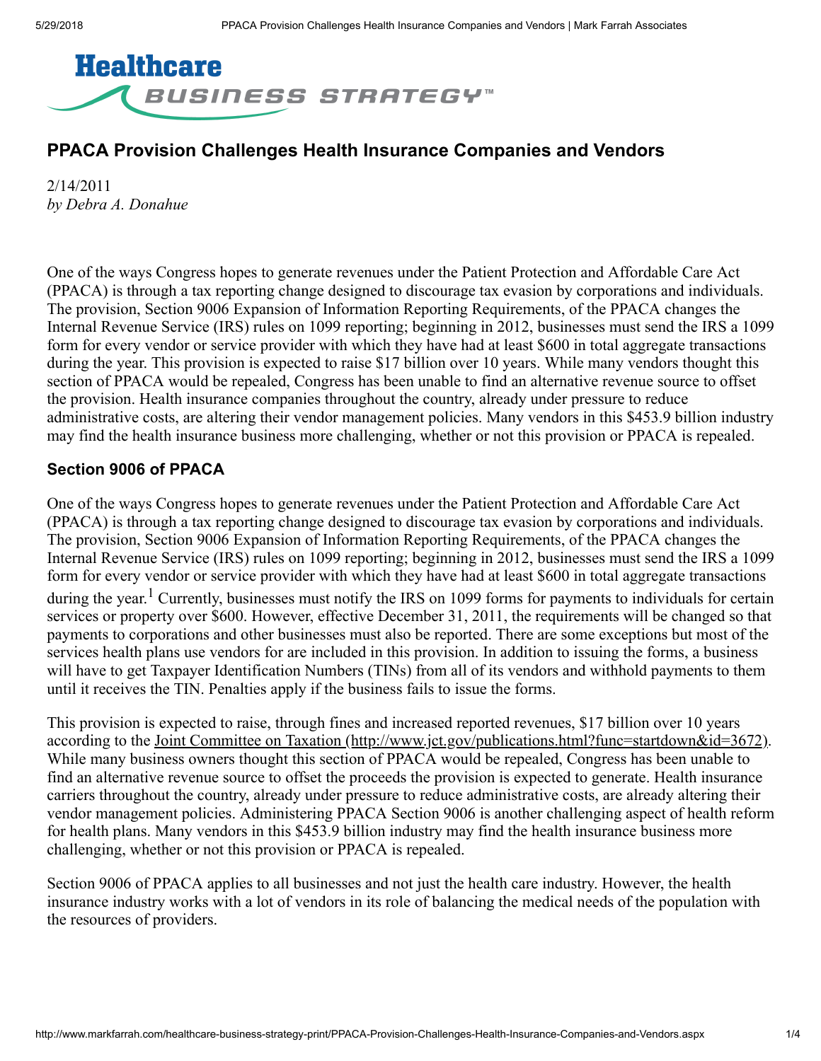Healthcare BUSINESS STRATEGY™

# PPACA Provision Challenges Health Insurance Companies and Vendors

2/14/2011
*by Debra A. Donahue*

One of the ways Congress hopes to generate revenues under the Patient Protection and Affordable Care Act (PPACA) is through a tax reporting change designed to discourage tax evasion by corporations and individuals. The provision, Section 9006 Expansion of Information Reporting Requirements, of the PPACA changes the Internal Revenue Service (IRS) rules on 1099 reporting; beginning in 2012, businesses must send the IRS a 1099 form for every vendor or service provider with which they have had at least $600 in total aggregate transactions during the year. This provision is expected to raise $17 billion over 10 years. While many vendors thought this section of PPACA would be repealed, Congress has been unable to find an alternative revenue source to offset the provision. Health insurance companies throughout the country, already under pressure to reduce administrative costs, are altering their vendor management policies. Many vendors in this $453.9 billion industry may find the health insurance business more challenging, whether or not this provision or PPACA is repealed.

## Section 9006 of PPACA

One of the ways Congress hopes to generate revenues under the Patient Protection and Affordable Care Act (PPACA) is through a tax reporting change designed to discourage tax evasion by corporations and individuals. The provision, Section 9006 Expansion of Information Reporting Requirements, of the PPACA changes the Internal Revenue Service (IRS) rules on 1099 reporting; beginning in 2012, businesses must send the IRS a 1099 form for every vendor or service provider with which they have had at least $600 in total aggregate transactions during the year.[1] Currently, businesses must notify the IRS on 1099 forms for payments to individuals for certain services or property over $600. However, effective December 31, 2011, the requirements will be changed so that payments to corporations and other businesses must also be reported. There are some exceptions but most of the services health plans use vendors for are included in this provision. In addition to issuing the forms, a business will have to get Taxpayer Identification Numbers (TINs) from all of its vendors and withhold payments to them until it receives the TIN. Penalties apply if the business fails to issue the forms.

This provision is expected to raise, through fines and increased reported revenues, $17 billion over 10 years according to the Joint Committee on Taxation (http://www.jct.gov/publications.html?func=startdown&id=3672). While many business owners thought this section of PPACA would be repealed, Congress has been unable to find an alternative revenue source to offset the proceeds the provision is expected to generate. Health insurance carriers throughout the country, already under pressure to reduce administrative costs, are already altering their vendor management policies. Administering PPACA Section 9006 is another challenging aspect of health reform for health plans. Many vendors in this $453.9 billion industry may find the health insurance business more challenging, whether or not this provision or PPACA is repealed.

Section 9006 of PPACA applies to all businesses and not just the health care industry. However, the health insurance industry works with a lot of vendors in its role of balancing the medical needs of the population with the resources of providers.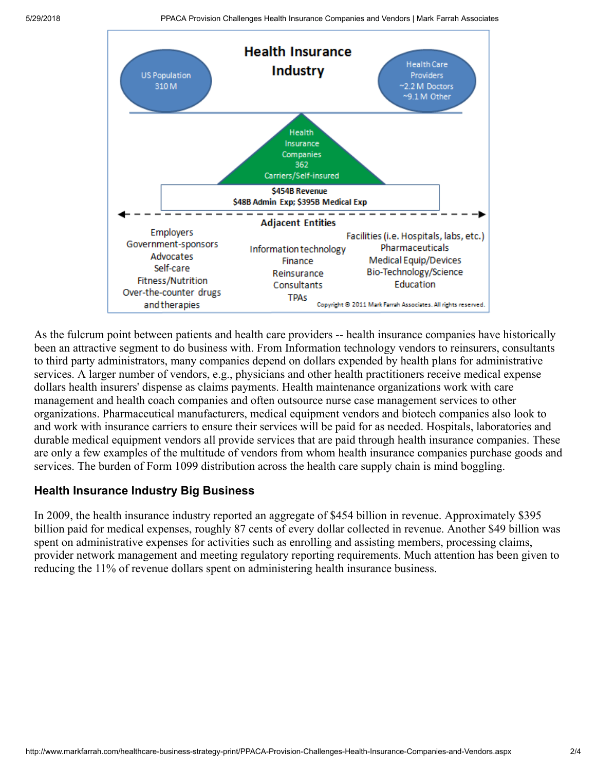**Health Insurance Industry**

US Population 310 M

Health Care Providers ~2.2 M Doctors ~9.1 M Other

Health Insurance Companies 362 Carriers/Self-insured

**$454B Revenue**
**$48B Admin Exp; $395B Medical Exp**

**Adjacent Entities**

Employers
Government-sponsors
Advocates
Self-care
Fitness/Nutrition
Over-the-counter drugs and therapies

Information technology
Finance
Reinsurance
Consultants
TPAs

Facilities (i.e. Hospitals, labs, etc.)
Pharmaceuticals
Medical Equip/Devices
Bio-Technology/Science
Education

Copyright © 2011 Mark Farrah Associates. All rights reserved.

As the fulcrum point between patients and health care providers -- health insurance companies have historically been an attractive segment to do business with. From Information technology vendors to reinsurers, consultants to third party administrators, many companies depend on dollars expended by health plans for administrative services. A larger number of vendors, e.g., physicians and other health practitioners receive medical expense dollars health insurers' dispense as claims payments. Health maintenance organizations work with care management and health coach companies and often outsource nurse case management services to other organizations. Pharmaceutical manufacturers, medical equipment vendors and biotech companies also look to and work with insurance carriers to ensure their services will be paid for as needed. Hospitals, laboratories and durable medical equipment vendors all provide services that are paid through health insurance companies. These are only a few examples of the multitude of vendors from whom health insurance companies purchase goods and services. The burden of Form 1099 distribution across the health care supply chain is mind boggling.

### Health Insurance Industry Big Business

In 2009, the health insurance industry reported an aggregate of $454 billion in revenue. Approximately $395 billion paid for medical expenses, roughly 87 cents of every dollar collected in revenue. Another $49 billion was spent on administrative expenses for activities such as enrolling and assisting members, processing claims, provider network management and meeting regulatory reporting requirements. Much attention has been given to reducing the 11% of revenue dollars spent on administering health insurance business.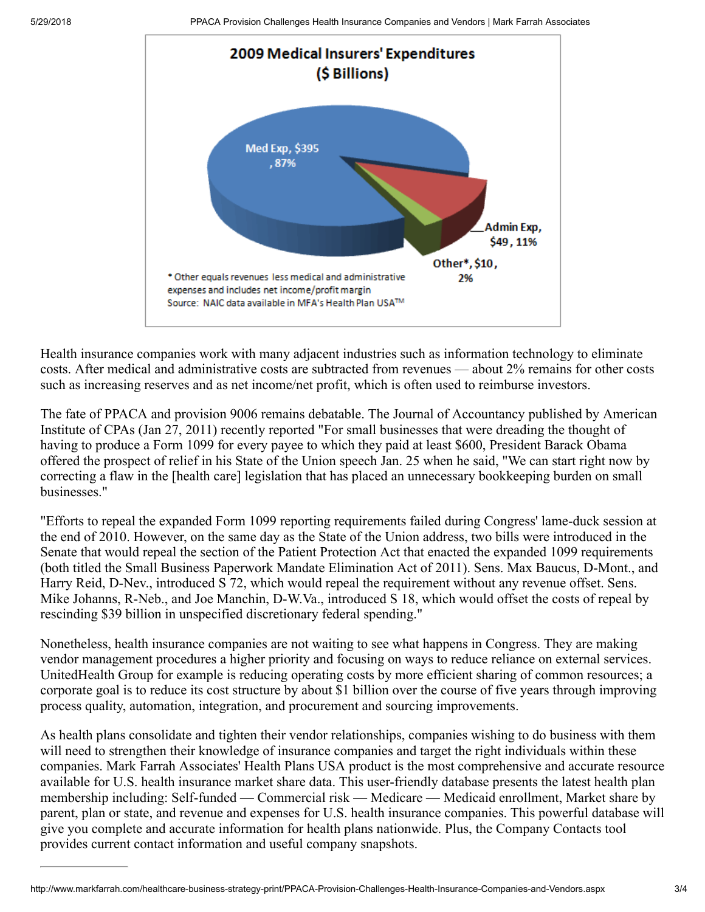**2009 Medical Insurers' Expenditures ($ Billions)**

Med Exp, $395, 87%

Admin Exp, $49, 11%

Other*, $10, 2%

* Other equals revenues less medical and administrative expenses and includes net income/profit margin

Source: NAIC data available in MFA's Health Plan USA™

Health insurance companies work with many adjacent industries such as information technology to eliminate costs. After medical and administrative costs are subtracted from revenues — about 2% remains for other costs such as increasing reserves and as net income/net profit, which is often used to reimburse investors.

The fate of PPACA and provision 9006 remains debatable. The Journal of Accountancy published by American Institute of CPAs (Jan 27, 2011) recently reported "For small businesses that were dreading the thought of having to produce a Form 1099 for every payee to which they paid at least $600, President Barack Obama offered the prospect of relief in his State of the Union speech Jan. 25 when he said, "We can start right now by correcting a flaw in the [health care] legislation that has placed an unnecessary bookkeeping burden on small businesses."

"Efforts to repeal the expanded Form 1099 reporting requirements failed during Congress' lame-duck session at the end of 2010. However, on the same day as the State of the Union address, two bills were introduced in the Senate that would repeal the section of the Patient Protection Act that enacted the expanded 1099 requirements (both titled the Small Business Paperwork Mandate Elimination Act of 2011). Sens. Max Baucus, D-Mont., and Harry Reid, D-Nev., introduced S 72, which would repeal the requirement without any revenue offset. Sens. Mike Johanns, R-Neb., and Joe Manchin, D-W.Va., introduced S 18, which would offset the costs of repeal by rescinding $39 billion in unspecified discretionary federal spending."

Nonetheless, health insurance companies are not waiting to see what happens in Congress. They are making vendor management procedures a higher priority and focusing on ways to reduce reliance on external services. UnitedHealth Group for example is reducing operating costs by more efficient sharing of common resources; a corporate goal is to reduce its cost structure by about $1 billion over the course of five years through improving process quality, automation, integration, and procurement and sourcing improvements.

As health plans consolidate and tighten their vendor relationships, companies wishing to do business with them will need to strengthen their knowledge of insurance companies and target the right individuals within these companies. Mark Farrah Associates' Health Plans USA product is the most comprehensive and accurate resource available for U.S. health insurance market share data. This user-friendly database presents the latest health plan membership including: Self-funded — Commercial risk — Medicare — Medicaid enrollment, Market share by parent, plan or state, and revenue and expenses for U.S. health insurance companies. This powerful database will give you complete and accurate information for health plans nationwide. Plus, the Company Contacts tool provides current contact information and useful company snapshots.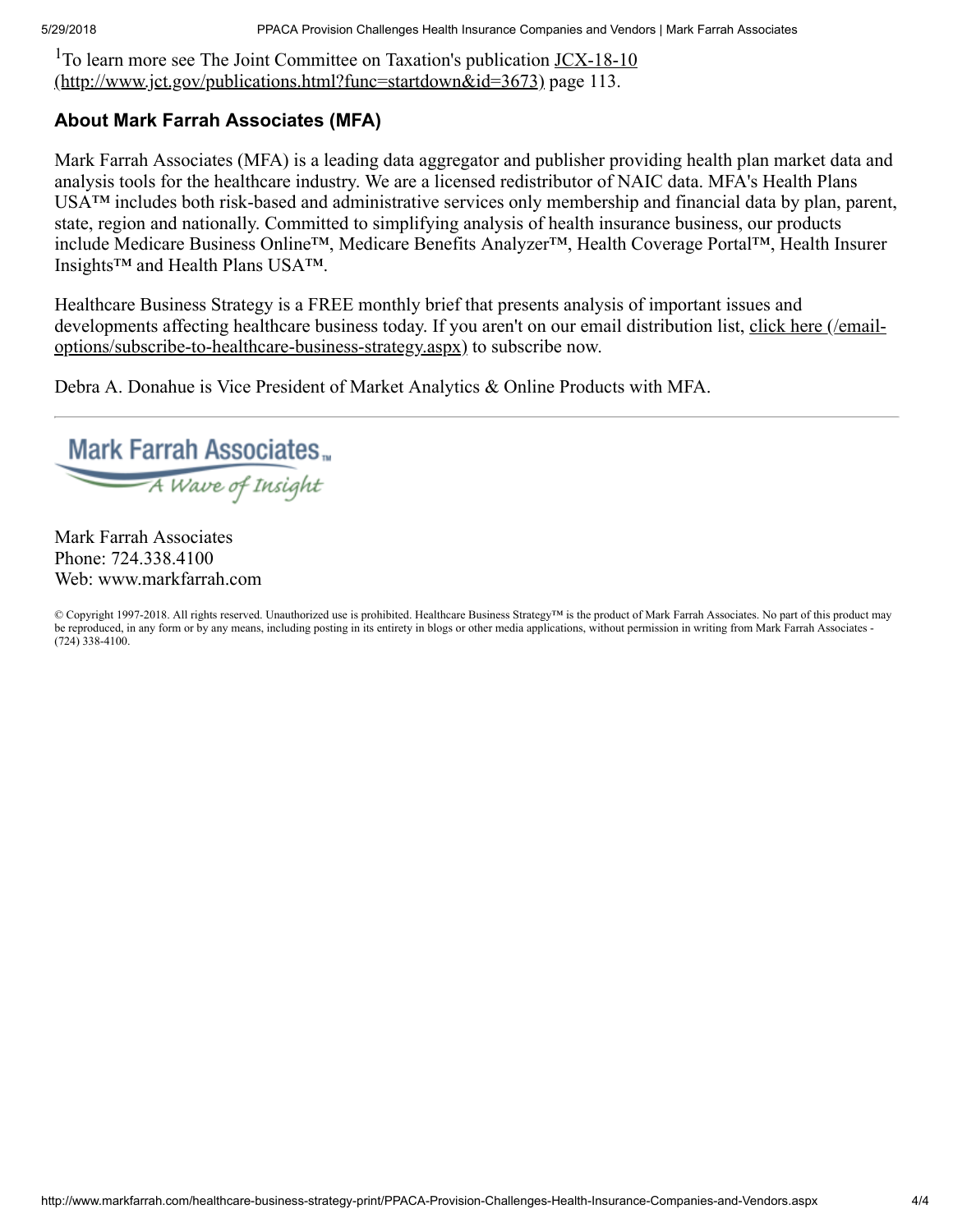[1]To learn more see The Joint Committee on Taxation's publication JCX-18-10 (http://www.jct.gov/publications.html?func=startdown&id=3673) page 113.

### About Mark Farrah Associates (MFA)

Mark Farrah Associates (MFA) is a leading data aggregator and publisher providing health plan market data and analysis tools for the healthcare industry. We are a licensed redistributor of NAIC data. MFA's Health Plans USA™ includes both risk-based and administrative services only membership and financial data by plan, parent, state, region and nationally. Committed to simplifying analysis of health insurance business, our products include Medicare Business Online™, Medicare Benefits Analyzer™, Health Coverage Portal™, Health Insurer Insights™ and Health Plans USA™.

Healthcare Business Strategy is a FREE monthly brief that presents analysis of important issues and developments affecting healthcare business today. If you aren't on our email distribution list, click here (/email-options/subscribe-to-healthcare-business-strategy.aspx) to subscribe now.

Debra A. Donahue is Vice President of Market Analytics & Online Products with MFA.

---

Mark Farrah Associates™
A Wave of Insight

Mark Farrah Associates
Phone: 724.338.4100
Web: www.markfarrah.com

© Copyright 1997-2018. All rights reserved. Unauthorized use is prohibited. Healthcare Business Strategy™ is the product of Mark Farrah Associates. No part of this product may be reproduced, in any form or by any means, including posting in its entirety in blogs or other media applications, without permission in writing from Mark Farrah Associates - (724) 338-4100.